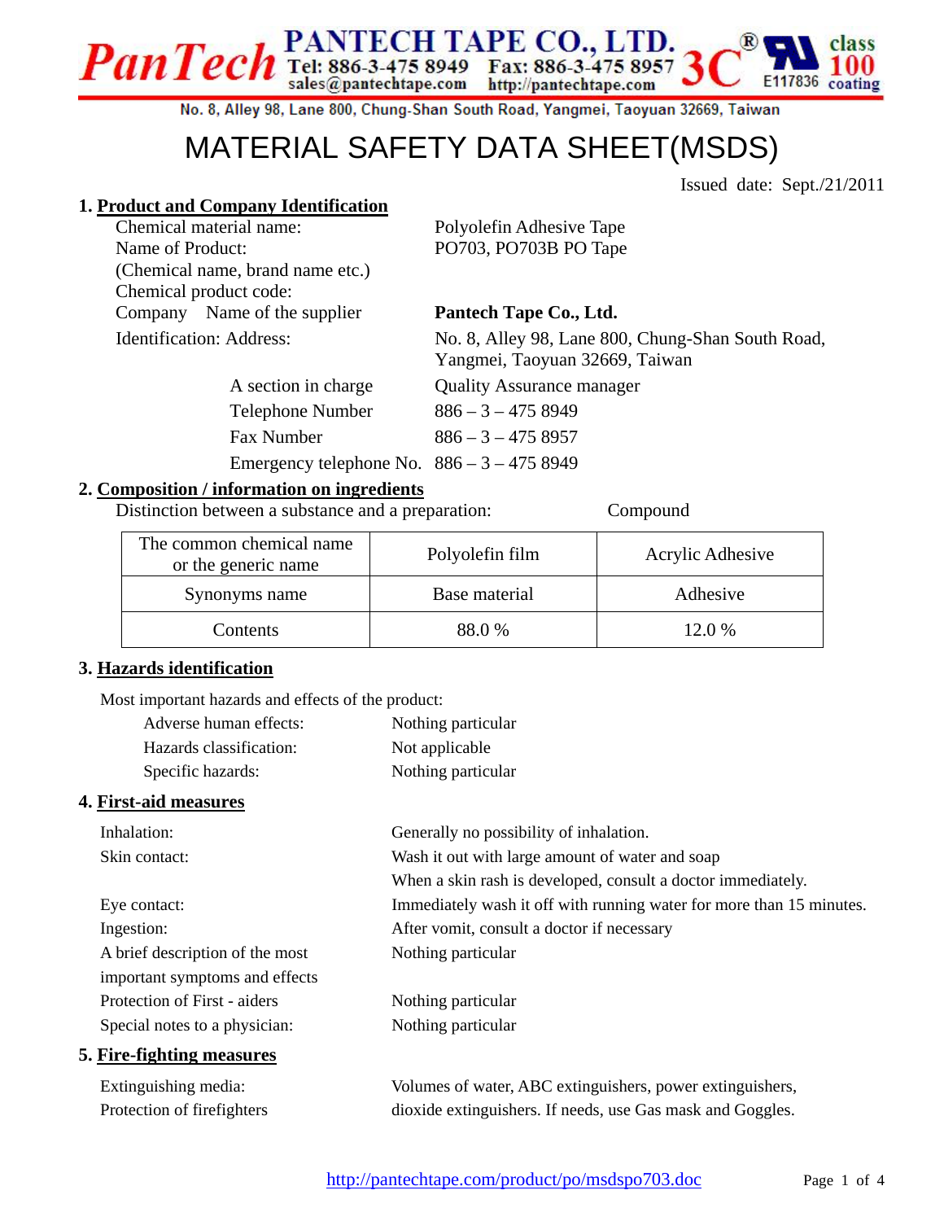**PanTech** PANTECH TAPE CO., LTD.
Tel: 886-3-475 8949 Fax: 886-3-475 8957
sales@pantechtape.com http://pantechtape.com
3C® E117836 class 100 coating

No. 8, Alley 98, Lane 800, Chung-Shan South Road, Yangmei, Taoyuan 32669, Taiwan

# MATERIAL SAFETY DATA SHEET(MSDS)

Issued date: Sept./21/2011

## 1. Product and Company Identification

| | |
|---|---|
| Chemical material name: | Polyolefin Adhesive Tape |
| Name of Product: (Chemical name, brand name etc.) | PO703, PO703B PO Tape |
| Chemical product code: | |
| Company Name of the supplier | **Pantech Tape Co., Ltd.** |
| Identification: Address: | No. 8, Alley 98, Lane 800, Chung-Shan South Road, Yangmei, Taoyuan 32669, Taiwan |
| A section in charge | Quality Assurance manager |
| Telephone Number | 886 – 3 – 475 8949 |
| Fax Number | 886 – 3 – 475 8957 |
| Emergency telephone No. | 886 – 3 – 475 8949 |

## 2. Composition / information on ingredients

Distinction between a substance and a preparation: Compound

| The common chemical name or the generic name | Polyolefin film | Acrylic Adhesive |
|---|---|---|
| Synonyms name | Base material | Adhesive |
| Contents | 88.0 % | 12.0 % |

## 3. Hazards identification

Most important hazards and effects of the product:

| | |
|---|---|
| Adverse human effects: | Nothing particular |
| Hazards classification: | Not applicable |
| Specific hazards: | Nothing particular |

## 4. First-aid measures

| | |
|---|---|
| Inhalation: | Generally no possibility of inhalation. |
| Skin contact: | Wash it out with large amount of water and soap<br>When a skin rash is developed, consult a doctor immediately. |
| Eye contact: | Immediately wash it off with running water for more than 15 minutes. |
| Ingestion: | After vomit, consult a doctor if necessary |
| A brief description of the most important symptoms and effects | Nothing particular |
| Protection of First - aiders | Nothing particular |
| Special notes to a physician: | Nothing particular |

## 5. Fire-fighting measures

| | |
|---|---|
| Extinguishing media: | Volumes of water, ABC extinguishers, power extinguishers, |
| Protection of firefighters | dioxide extinguishers. If needs, use Gas mask and Goggles. |

http://pantechtape.com/product/po/msdspo703.doc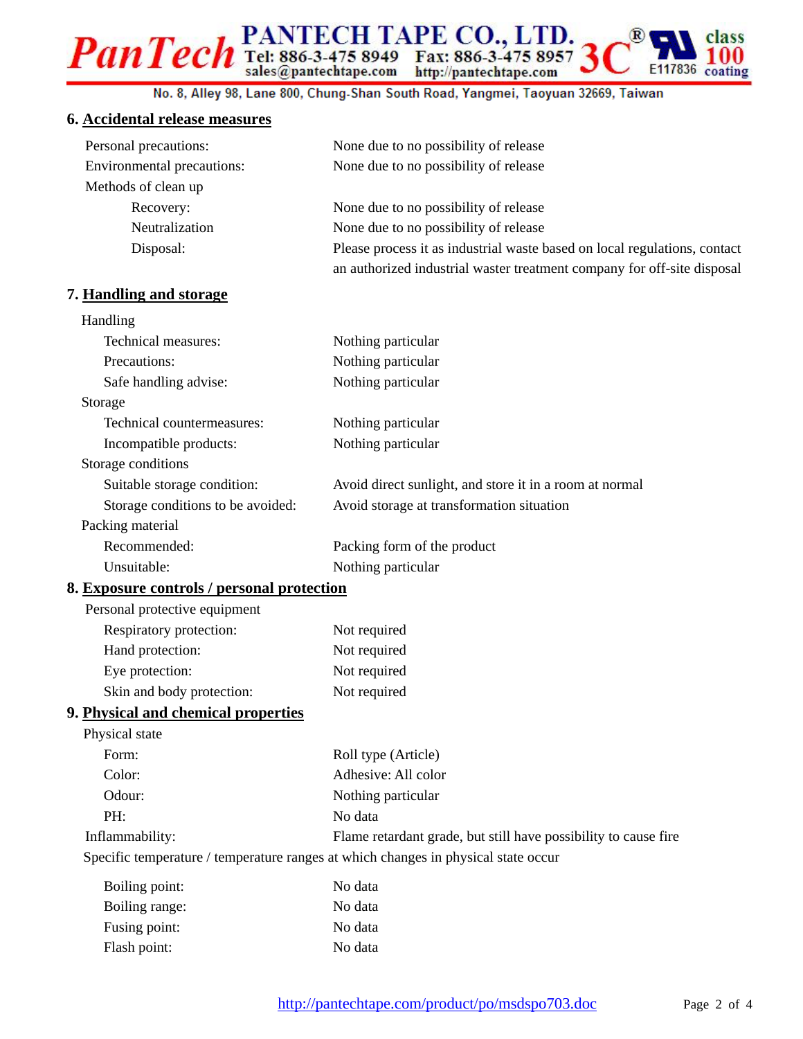## 6. Accidental release measures

| | |
|---|---|
| Personal precautions: | None due to no possibility of release |
| Environmental precautions: | None due to no possibility of release |
| Methods of clean up | |
| Recovery: | None due to no possibility of release |
| Neutralization | None due to no possibility of release |
| Disposal: | Please process it as industrial waste based on local regulations, contact an authorized industrial waster treatment company for off-site disposal |

## 7. Handling and storage

| | |
|---|---|
| Handling | |
| Technical measures: | Nothing particular |
| Precautions: | Nothing particular |
| Safe handling advise: | Nothing particular |
| Storage | |
| Technical countermeasures: | Nothing particular |
| Incompatible products: | Nothing particular |
| Storage conditions | |
| Suitable storage condition: | Avoid direct sunlight, and store it in a room at normal |
| Storage conditions to be avoided: | Avoid storage at transformation situation |
| Packing material | |
| Recommended: | Packing form of the product |
| Unsuitable: | Nothing particular |

## 8. Exposure controls / personal protection

| | |
|---|---|
| Personal protective equipment | |
| Respiratory protection: | Not required |
| Hand protection: | Not required |
| Eye protection: | Not required |
| Skin and body protection: | Not required |

## 9. Physical and chemical properties

| | |
|---|---|
| Physical state | |
| Form: | Roll type (Article) |
| Color: | Adhesive: All color |
| Odour: | Nothing particular |
| PH: | No data |
| Inflammability: | Flame retardant grade, but still have possibility to cause fire |

Specific temperature / temperature ranges at which changes in physical state occur

| | |
|---|---|
| Boiling point: | No data |
| Boiling range: | No data |
| Fusing point: | No data |
| Flash point: | No data |

http://pantechtape.com/product/po/msdspo703.doc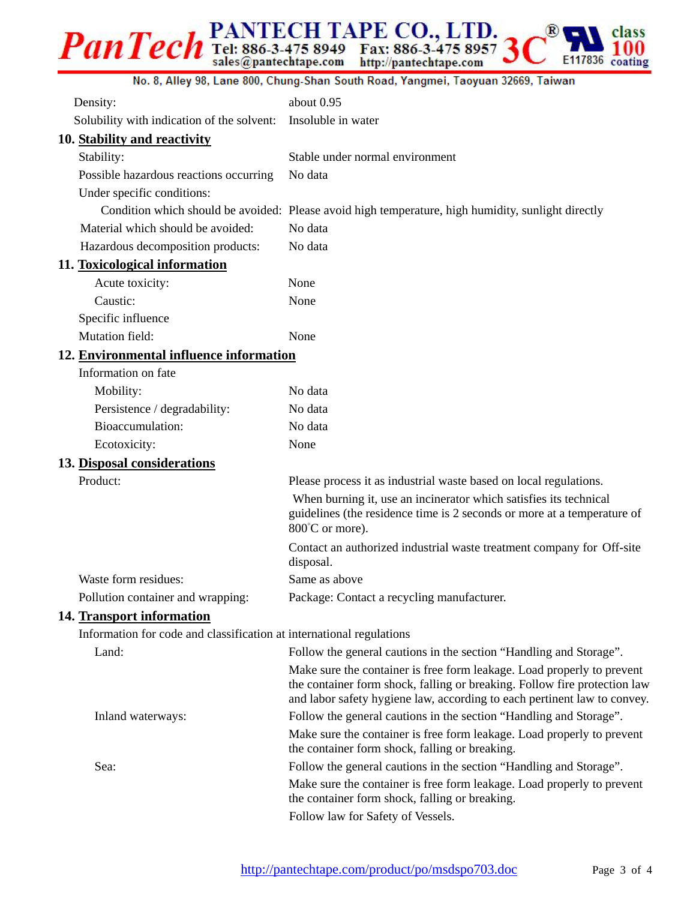| | |
|---|---|
| Density: | about 0.95 |
| Solubility with indication of the solvent: | Insoluble in water |

## 10. Stability and reactivity

| | |
|---|---|
| Stability: | Stable under normal environment |
| Possible hazardous reactions occurring Under specific conditions: | No data |
| Condition which should be avoided: | Please avoid high temperature, high humidity, sunlight directly |
| Material which should be avoided: | No data |
| Hazardous decomposition products: | No data |

## 11. Toxicological information

| | |
|---|---|
| Acute toxicity: | None |
| Caustic: | None |
| Specific influence | |
| Mutation field: | None |

## 12. Environmental influence information

Information on fate

| | |
|---|---|
| Mobility: | No data |
| Persistence / degradability: | No data |
| Bioaccumulation: | No data |
| Ecotoxicity: | None |

## 13. Disposal considerations

| | |
|---|---|
| Product: | Please process it as industrial waste based on local regulations. When burning it, use an incinerator which satisfies its technical guidelines (the residence time is 2 seconds or more at a temperature of 800°C or more). Contact an authorized industrial waste treatment company for Off-site disposal. |
| Waste form residues: | Same as above |
| Pollution container and wrapping: | Package: Contact a recycling manufacturer. |

## 14. Transport information

Information for code and classification at international regulations

| | |
|---|---|
| Land: | Follow the general cautions in the section "Handling and Storage". Make sure the container is free form leakage. Load properly to prevent the container form shock, falling or breaking. Follow fire protection law and labor safety hygiene law, according to each pertinent law to convey. |
| Inland waterways: | Follow the general cautions in the section "Handling and Storage". Make sure the container is free form leakage. Load properly to prevent the container form shock, falling or breaking. |
| Sea: | Follow the general cautions in the section "Handling and Storage". Make sure the container is free form leakage. Load properly to prevent the container form shock, falling or breaking. Follow law for Safety of Vessels. |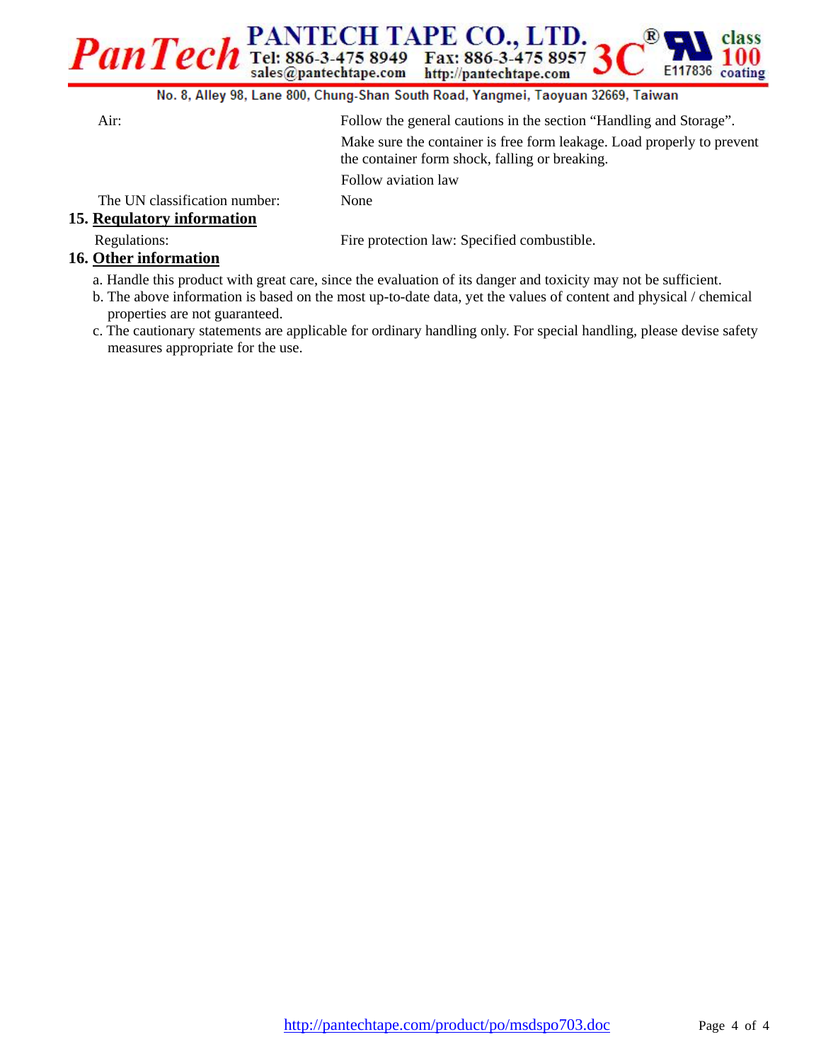Air: Follow the general cautions in the section “Handling and Storage”.

Make sure the container is free form leakage. Load properly to prevent the container form shock, falling or breaking.

Follow aviation law

The UN classification number: None

## 15. Regulatory information

Regulations: Fire protection law: Specified combustible.

## 16. Other information

a. Handle this product with great care, since the evaluation of its danger and toxicity may not be sufficient.

b. The above information is based on the most up-to-date data, yet the values of content and physical / chemical properties are not guaranteed.

c. The cautionary statements are applicable for ordinary handling only. For special handling, please devise safety measures appropriate for the use.